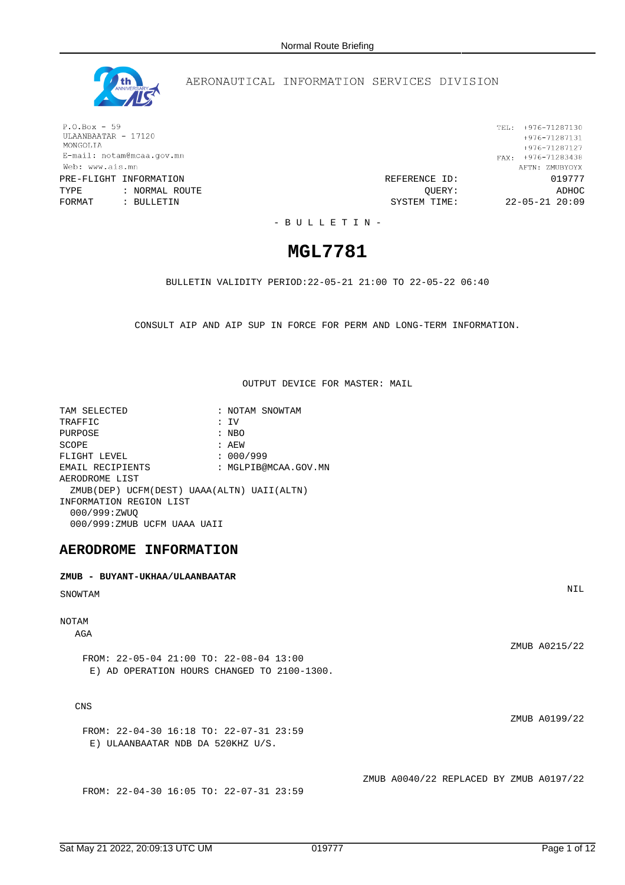AERONAUTICAL INFORMATION SERVICES DIVISION

P.O.Box - 59
ULAANBAATAR - 17120
MONGOLIA
E-mail: notam@mcaa.gov.mn
Web: www.ais.mn

TEL: +976-71287130
+976-71287131
+976-71287127
FAX: +976-71283438
AFTN: ZMUBYOYX

PRE-FLIGHT INFORMATION — REFERENCE ID: 019777
TYPE : NORMAL ROUTE — QUERY: ADHOC
FORMAT : BULLETIN — SYSTEM TIME: 22-05-21 20:09

- B U L L E T I N -

# MGL7781

BULLETIN VALIDITY PERIOD:22-05-21 21:00 TO 22-05-22 06:40

CONSULT AIP AND AIP SUP IN FORCE FOR PERM AND LONG-TERM INFORMATION.

OUTPUT DEVICE FOR MASTER: MAIL

```
TAM SELECTED              : NOTAM SNOWTAM
TRAFFIC                   : IV
PURPOSE                   : NBO
SCOPE                     : AEW
FLIGHT LEVEL              : 000/999
EMAIL RECIPIENTS          : MGLPIB@MCAA.GOV.MN
AERODROME LIST
  ZMUB(DEP) UCFM(DEST) UAAA(ALTN) UAII(ALTN)
INFORMATION REGION LIST
  000/999:ZWUQ
  000/999:ZMUB UCFM UAAA UAII
```

## AERODROME INFORMATION

**ZMUB - BUYANT-UKHAA/ULAANBAATAR**

SNOWTAM — NIL

NOTAM

AGA

ZMUB A0215/22

FROM: 22-05-04 21:00 TO: 22-08-04 13:00
E) AD OPERATION HOURS CHANGED TO 2100-1300.

CNS

ZMUB A0199/22

FROM: 22-04-30 16:18 TO: 22-07-31 23:59
E) ULAANBAATAR NDB DA 520KHZ U/S.

ZMUB A0040/22 REPLACED BY ZMUB A0197/22

FROM: 22-04-30 16:05 TO: 22-07-31 23:59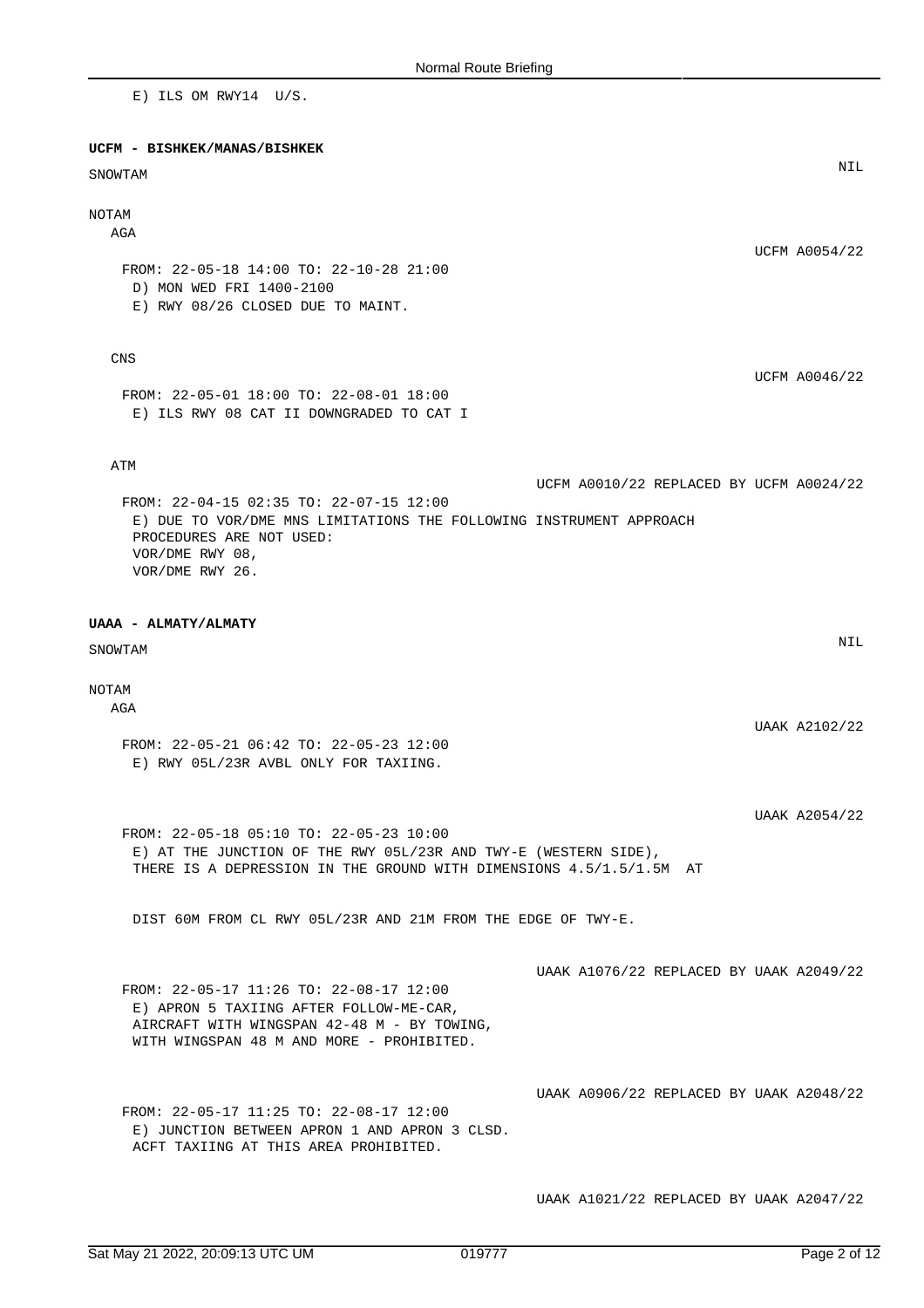E) ILS OM RWY14 U/S.

**UCFM - BISHKEK/MANAS/BISHKEK**

SNOWTAM

NIL

NOTAM

AGA

UCFM A0054/22

FROM: 22-05-18 14:00 TO: 22-10-28 21:00
D) MON WED FRI 1400-2100
E) RWY 08/26 CLOSED DUE TO MAINT.

CNS

UCFM A0046/22

FROM: 22-05-01 18:00 TO: 22-08-01 18:00
E) ILS RWY 08 CAT II DOWNGRADED TO CAT I

ATM

UCFM A0010/22 REPLACED BY UCFM A0024/22

FROM: 22-04-15 02:35 TO: 22-07-15 12:00
E) DUE TO VOR/DME MNS LIMITATIONS THE FOLLOWING INSTRUMENT APPROACH PROCEDURES ARE NOT USED:
VOR/DME RWY 08,
VOR/DME RWY 26.

**UAAA - ALMATY/ALMATY**

SNOWTAM

NIL

NOTAM

AGA

UAAK A2102/22

FROM: 22-05-21 06:42 TO: 22-05-23 12:00
E) RWY 05L/23R AVBL ONLY FOR TAXIING.

UAAK A2054/22

FROM: 22-05-18 05:10 TO: 22-05-23 10:00
E) AT THE JUNCTION OF THE RWY 05L/23R AND TWY-E (WESTERN SIDE), THERE IS A DEPRESSION IN THE GROUND WITH DIMENSIONS 4.5/1.5/1.5M AT

DIST 60M FROM CL RWY 05L/23R AND 21M FROM THE EDGE OF TWY-E.

UAAK A1076/22 REPLACED BY UAAK A2049/22

FROM: 22-05-17 11:26 TO: 22-08-17 12:00
E) APRON 5 TAXIING AFTER FOLLOW-ME-CAR,
AIRCRAFT WITH WINGSPAN 42-48 M - BY TOWING,
WITH WINGSPAN 48 M AND MORE - PROHIBITED.

UAAK A0906/22 REPLACED BY UAAK A2048/22

FROM: 22-05-17 11:25 TO: 22-08-17 12:00
E) JUNCTION BETWEEN APRON 1 AND APRON 3 CLSD.
ACFT TAXIING AT THIS AREA PROHIBITED.

UAAK A1021/22 REPLACED BY UAAK A2047/22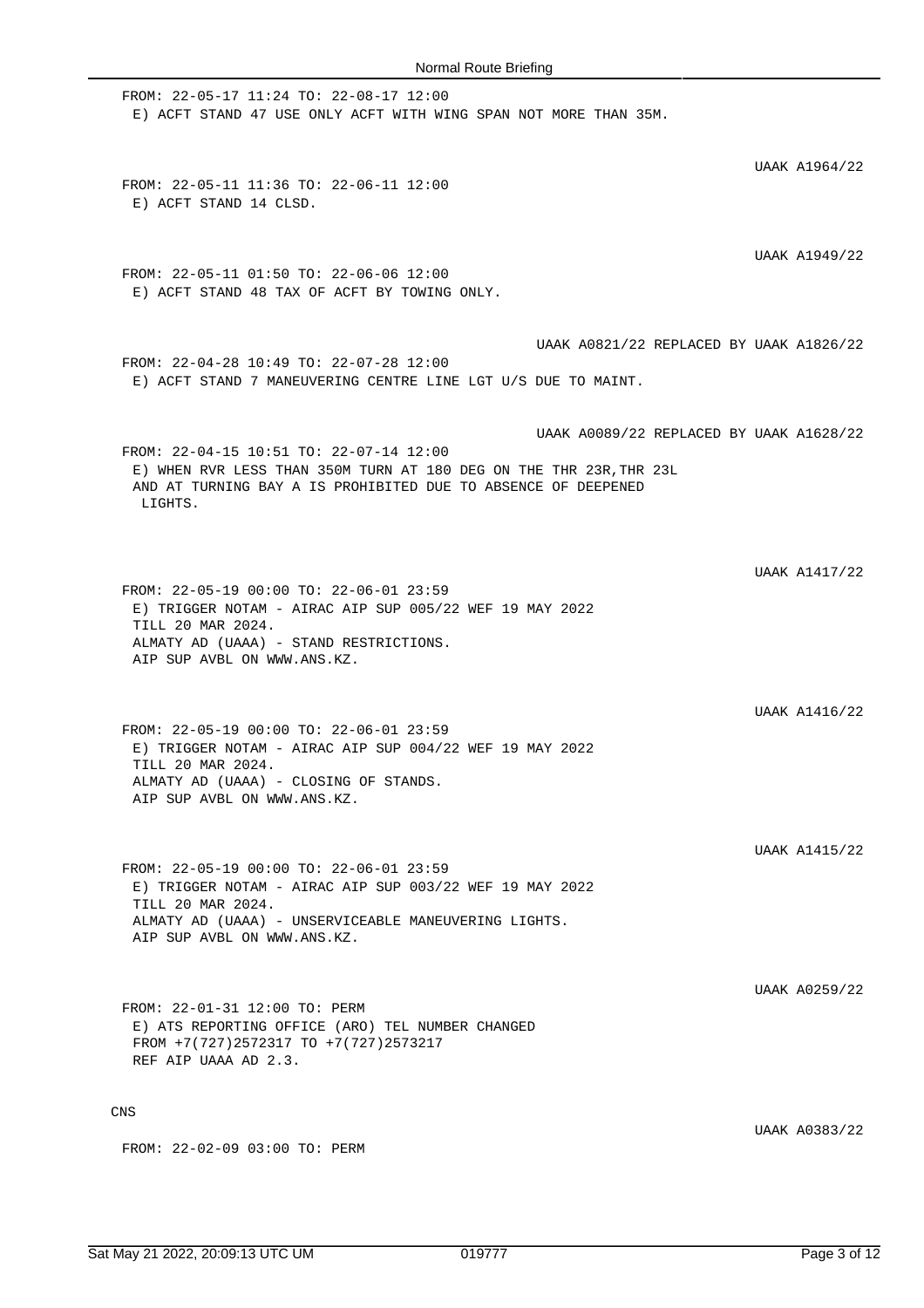FROM: 22-05-17 11:24 TO: 22-08-17 12:00
E) ACFT STAND 47 USE ONLY ACFT WITH WING SPAN NOT MORE THAN 35M.

UAAK A1964/22

FROM: 22-05-11 11:36 TO: 22-06-11 12:00
E) ACFT STAND 14 CLSD.

UAAK A1949/22

FROM: 22-05-11 01:50 TO: 22-06-06 12:00
E) ACFT STAND 48 TAX OF ACFT BY TOWING ONLY.

UAAK A0821/22 REPLACED BY UAAK A1826/22

FROM: 22-04-28 10:49 TO: 22-07-28 12:00
E) ACFT STAND 7 MANEUVERING CENTRE LINE LGT U/S DUE TO MAINT.

UAAK A0089/22 REPLACED BY UAAK A1628/22

FROM: 22-04-15 10:51 TO: 22-07-14 12:00
E) WHEN RVR LESS THAN 350M TURN AT 180 DEG ON THE THR 23R,THR 23L AND AT TURNING BAY A IS PROHIBITED DUE TO ABSENCE OF DEEPENED LIGHTS.

UAAK A1417/22

FROM: 22-05-19 00:00 TO: 22-06-01 23:59
E) TRIGGER NOTAM - AIRAC AIP SUP 005/22 WEF 19 MAY 2022 TILL 20 MAR 2024.
ALMATY AD (UAAA) - STAND RESTRICTIONS.
AIP SUP AVBL ON WWW.ANS.KZ.

UAAK A1416/22

FROM: 22-05-19 00:00 TO: 22-06-01 23:59
E) TRIGGER NOTAM - AIRAC AIP SUP 004/22 WEF 19 MAY 2022 TILL 20 MAR 2024.
ALMATY AD (UAAA) - CLOSING OF STANDS.
AIP SUP AVBL ON WWW.ANS.KZ.

UAAK A1415/22

FROM: 22-05-19 00:00 TO: 22-06-01 23:59
E) TRIGGER NOTAM - AIRAC AIP SUP 003/22 WEF 19 MAY 2022 TILL 20 MAR 2024.
ALMATY AD (UAAA) - UNSERVICEABLE MANEUVERING LIGHTS.
AIP SUP AVBL ON WWW.ANS.KZ.

UAAK A0259/22

FROM: 22-01-31 12:00 TO: PERM
E) ATS REPORTING OFFICE (ARO) TEL NUMBER CHANGED FROM +7(727)2572317 TO +7(727)2573217
REF AIP UAAA AD 2.3.

CNS

UAAK A0383/22

FROM: 22-02-09 03:00 TO: PERM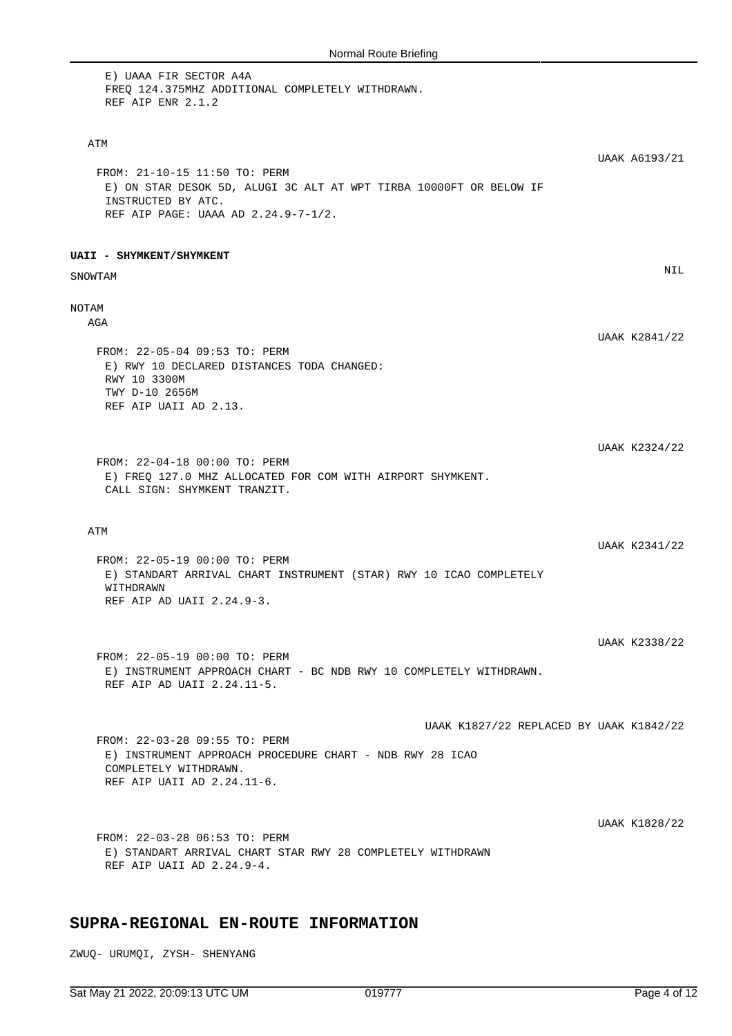E) UAAA FIR SECTOR A4A
FREQ 124.375MHZ ADDITIONAL COMPLETELY WITHDRAWN.
REF AIP ENR 2.1.2

ATM

UAAK A6193/21

FROM: 21-10-15 11:50 TO: PERM
E) ON STAR DESOK 5D, ALUGI 3C ALT AT WPT TIRBA 10000FT OR BELOW IF INSTRUCTED BY ATC.
REF AIP PAGE: UAAA AD 2.24.9-7-1/2.

**UAII - SHYMKENT/SHYMKENT**

SNOWTAM

NIL

NOTAM

AGA

UAAK K2841/22

FROM: 22-05-04 09:53 TO: PERM
E) RWY 10 DECLARED DISTANCES TODA CHANGED:
RWY 10 3300M
TWY D-10 2656M
REF AIP UAII AD 2.13.

UAAK K2324/22

FROM: 22-04-18 00:00 TO: PERM
E) FREQ 127.0 MHZ ALLOCATED FOR COM WITH AIRPORT SHYMKENT.
CALL SIGN: SHYMKENT TRANZIT.

ATM

UAAK K2341/22

FROM: 22-05-19 00:00 TO: PERM
E) STANDART ARRIVAL CHART INSTRUMENT (STAR) RWY 10 ICAO COMPLETELY WITHDRAWN
REF AIP AD UAII 2.24.9-3.

UAAK K2338/22

FROM: 22-05-19 00:00 TO: PERM
E) INSTRUMENT APPROACH CHART - BC NDB RWY 10 COMPLETELY WITHDRAWN.
REF AIP AD UAII 2.24.11-5.

UAAK K1827/22 REPLACED BY UAAK K1842/22

FROM: 22-03-28 09:55 TO: PERM
E) INSTRUMENT APPROACH PROCEDURE CHART - NDB RWY 28 ICAO COMPLETELY WITHDRAWN.
REF AIP UAII AD 2.24.11-6.

UAAK K1828/22

FROM: 22-03-28 06:53 TO: PERM
E) STANDART ARRIVAL CHART STAR RWY 28 COMPLETELY WITHDRAWN
REF AIP UAII AD 2.24.9-4.

## SUPRA-REGIONAL EN-ROUTE INFORMATION

ZWUQ- URUMQI, ZYSH- SHENYANG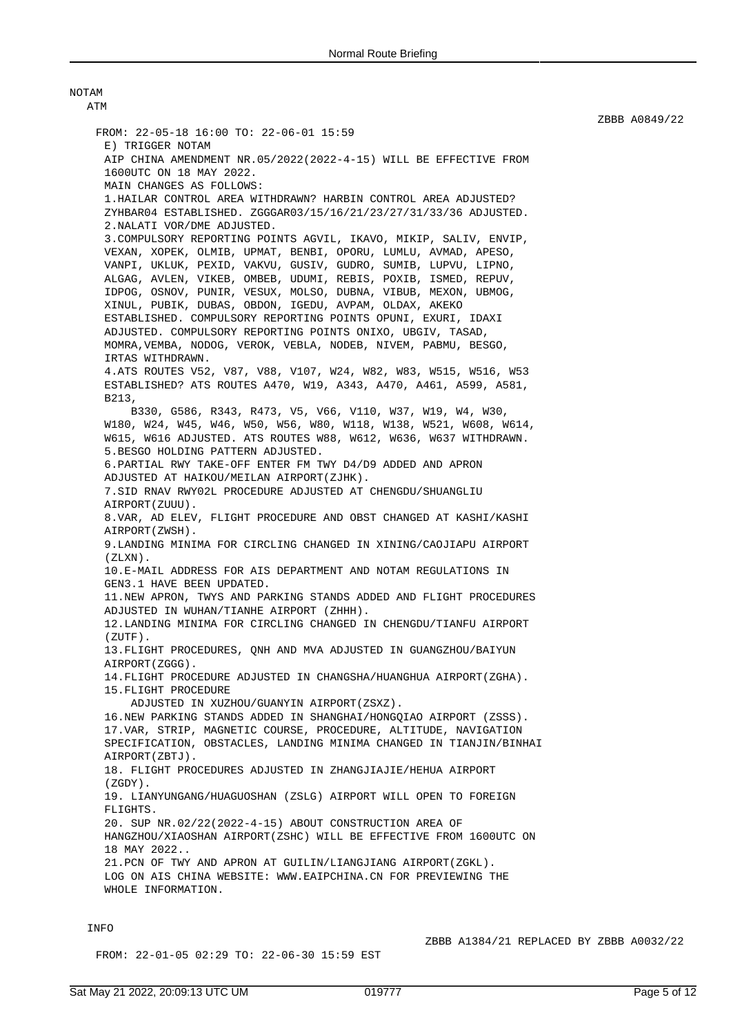NOTAM

ATM

ZBBB A0849/22

FROM: 22-05-18 16:00 TO: 22-06-01 15:59

E) TRIGGER NOTAM
AIP CHINA AMENDMENT NR.05/2022(2022-4-15) WILL BE EFFECTIVE FROM 1600UTC ON 18 MAY 2022.
MAIN CHANGES AS FOLLOWS:
1.HAILAR CONTROL AREA WITHDRAWN? HARBIN CONTROL AREA ADJUSTED? ZYHBAR04 ESTABLISHED. ZGGGAR03/15/16/21/23/27/31/33/36 ADJUSTED.
2.NALATI VOR/DME ADJUSTED.
3.COMPULSORY REPORTING POINTS AGVIL, IKAVO, MIKIP, SALIV, ENVIP, VEXAN, XOPEK, OLMIB, UPMAT, BENBI, OPORU, LUMLU, AVMAD, APESO, VANPI, UKLUK, PEXID, VAKVU, GUSIV, GUDRO, SUMIB, LUPVU, LIPNO, ALGAG, AVLEN, VIKEB, OMBEB, UDUMI, REBIS, POXIB, ISMED, REPUV, IDPOG, OSNOV, PUNIR, VESUX, MOLSO, DUBNA, VIBUB, MEXON, UBMOG, XINUL, PUBIK, DUBAS, OBDON, IGEDU, AVPAM, OLDAX, AKEKO ESTABLISHED. COMPULSORY REPORTING POINTS OPUNI, EXURI, IDAXI ADJUSTED. COMPULSORY REPORTING POINTS ONIXO, UBGIV, TASAD, MOMRA,VEMBA, NODOG, VEROK, VEBLA, NODEB, NIVEM, PABMU, BESGO, IRTAS WITHDRAWN.
4.ATS ROUTES V52, V87, V88, V107, W24, W82, W83, W515, W516, W53 ESTABLISHED? ATS ROUTES A470, W19, A343, A470, A461, A599, A581, B213,
B330, G586, R343, R473, V5, V66, V110, W37, W19, W4, W30, W180, W24, W45, W46, W50, W56, W80, W118, W138, W521, W608, W614, W615, W616 ADJUSTED. ATS ROUTES W88, W612, W636, W637 WITHDRAWN.
5.BESGO HOLDING PATTERN ADJUSTED.
6.PARTIAL RWY TAKE-OFF ENTER FM TWY D4/D9 ADDED AND APRON ADJUSTED AT HAIKOU/MEILAN AIRPORT(ZJHK).
7.SID RNAV RWY02L PROCEDURE ADJUSTED AT CHENGDU/SHUANGLIU AIRPORT(ZUUU).
8.VAR, AD ELEV, FLIGHT PROCEDURE AND OBST CHANGED AT KASHI/KASHI AIRPORT(ZWSH).
9.LANDING MINIMA FOR CIRCLING CHANGED IN XINING/CAOJIAPU AIRPORT (ZLXN).
10.E-MAIL ADDRESS FOR AIS DEPARTMENT AND NOTAM REGULATIONS IN GEN3.1 HAVE BEEN UPDATED.
11.NEW APRON, TWYS AND PARKING STANDS ADDED AND FLIGHT PROCEDURES ADJUSTED IN WUHAN/TIANHE AIRPORT (ZHHH).
12.LANDING MINIMA FOR CIRCLING CHANGED IN CHENGDU/TIANFU AIRPORT (ZUTF).
13.FLIGHT PROCEDURES, QNH AND MVA ADJUSTED IN GUANGZHOU/BAIYUN AIRPORT(ZGGG).
14.FLIGHT PROCEDURE ADJUSTED IN CHANGSHA/HUANGHUA AIRPORT(ZGHA).
15.FLIGHT PROCEDURE
ADJUSTED IN XUZHOU/GUANYIN AIRPORT(ZSXZ).
16.NEW PARKING STANDS ADDED IN SHANGHAI/HONGQIAO AIRPORT (ZSSS).
17.VAR, STRIP, MAGNETIC COURSE, PROCEDURE, ALTITUDE, NAVIGATION SPECIFICATION, OBSTACLES, LANDING MINIMA CHANGED IN TIANJIN/BINHAI AIRPORT(ZBTJ).
18. FLIGHT PROCEDURES ADJUSTED IN ZHANGJIAJIE/HEHUA AIRPORT (ZGDY).
19. LIANYUNGANG/HUAGUOSHAN (ZSLG) AIRPORT WILL OPEN TO FOREIGN FLIGHTS.
20. SUP NR.02/22(2022-4-15) ABOUT CONSTRUCTION AREA OF HANGZHOU/XIAOSHAN AIRPORT(ZSHC) WILL BE EFFECTIVE FROM 1600UTC ON 18 MAY 2022..
21.PCN OF TWY AND APRON AT GUILIN/LIANGJIANG AIRPORT(ZGKL).
LOG ON AIS CHINA WEBSITE: WWW.EAIPCHINA.CN FOR PREVIEWING THE WHOLE INFORMATION.

INFO

ZBBB A1384/21 REPLACED BY ZBBB A0032/22

FROM: 22-01-05 02:29 TO: 22-06-30 15:59 EST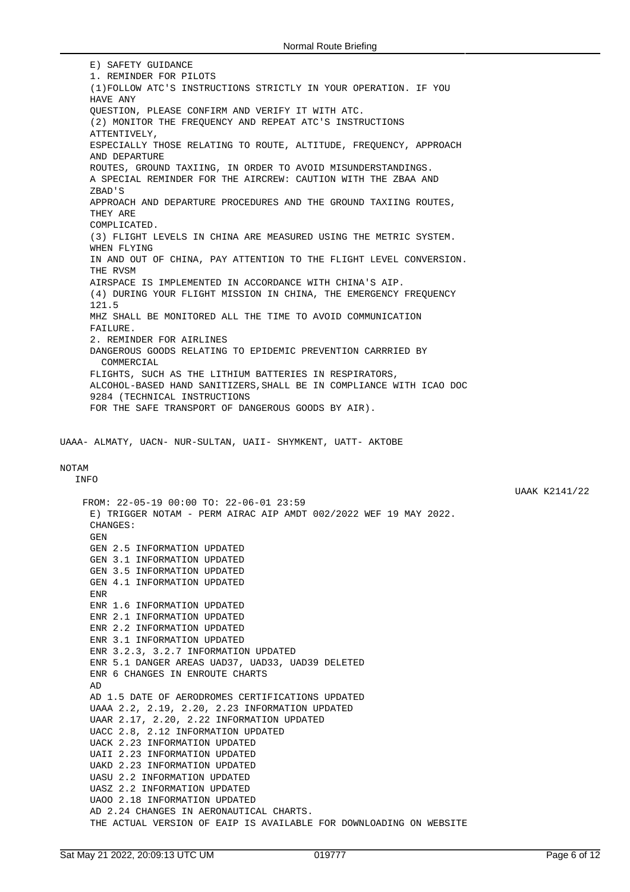E) SAFETY GUIDANCE
1. REMINDER FOR PILOTS
(1)FOLLOW ATC'S INSTRUCTIONS STRICTLY IN YOUR OPERATION. IF YOU HAVE ANY
QUESTION, PLEASE CONFIRM AND VERIFY IT WITH ATC.
(2) MONITOR THE FREQUENCY AND REPEAT ATC'S INSTRUCTIONS ATTENTIVELY,
ESPECIALLY THOSE RELATING TO ROUTE, ALTITUDE, FREQUENCY, APPROACH AND DEPARTURE
ROUTES, GROUND TAXIING, IN ORDER TO AVOID MISUNDERSTANDINGS.
A SPECIAL REMINDER FOR THE AIRCREW: CAUTION WITH THE ZBAA AND ZBAD'S
APPROACH AND DEPARTURE PROCEDURES AND THE GROUND TAXIING ROUTES, THEY ARE
COMPLICATED.
(3) FLIGHT LEVELS IN CHINA ARE MEASURED USING THE METRIC SYSTEM. WHEN FLYING
IN AND OUT OF CHINA, PAY ATTENTION TO THE FLIGHT LEVEL CONVERSION. THE RVSM
AIRSPACE IS IMPLEMENTED IN ACCORDANCE WITH CHINA'S AIP.
(4) DURING YOUR FLIGHT MISSION IN CHINA, THE EMERGENCY FREQUENCY 121.5
MHZ SHALL BE MONITORED ALL THE TIME TO AVOID COMMUNICATION FAILURE.
2. REMINDER FOR AIRLINES
DANGEROUS GOODS RELATING TO EPIDEMIC PREVENTION CARRRIED BY COMMERCIAL
FLIGHTS, SUCH AS THE LITHIUM BATTERIES IN RESPIRATORS,
ALCOHOL-BASED HAND SANITIZERS,SHALL BE IN COMPLIANCE WITH ICAO DOC 9284 (TECHNICAL INSTRUCTIONS
FOR THE SAFE TRANSPORT OF DANGEROUS GOODS BY AIR).

UAAA- ALMATY, UACN- NUR-SULTAN, UAII- SHYMKENT, UATT- AKTOBE

NOTAM

INFO

UAAK K2141/22

FROM: 22-05-19 00:00 TO: 22-06-01 23:59
E) TRIGGER NOTAM - PERM AIRAC AIP AMDT 002/2022 WEF 19 MAY 2022.
CHANGES:
GEN
GEN 2.5 INFORMATION UPDATED
GEN 3.1 INFORMATION UPDATED
GEN 3.5 INFORMATION UPDATED
GEN 4.1 INFORMATION UPDATED
ENR
ENR 1.6 INFORMATION UPDATED
ENR 2.1 INFORMATION UPDATED
ENR 2.2 INFORMATION UPDATED
ENR 3.1 INFORMATION UPDATED
ENR 3.2.3, 3.2.7 INFORMATION UPDATED
ENR 5.1 DANGER AREAS UAD37, UAD33, UAD39 DELETED
ENR 6 CHANGES IN ENROUTE CHARTS
AD
AD 1.5 DATE OF AERODROMES CERTIFICATIONS UPDATED
UAAA 2.2, 2.19, 2.20, 2.23 INFORMATION UPDATED
UAAR 2.17, 2.20, 2.22 INFORMATION UPDATED
UACC 2.8, 2.12 INFORMATION UPDATED
UACK 2.23 INFORMATION UPDATED
UAII 2.23 INFORMATION UPDATED
UAKD 2.23 INFORMATION UPDATED
UASU 2.2 INFORMATION UPDATED
UASZ 2.2 INFORMATION UPDATED
UAOO 2.18 INFORMATION UPDATED
AD 2.24 CHANGES IN AERONAUTICAL CHARTS.
THE ACTUAL VERSION OF EAIP IS AVAILABLE FOR DOWNLOADING ON WEBSITE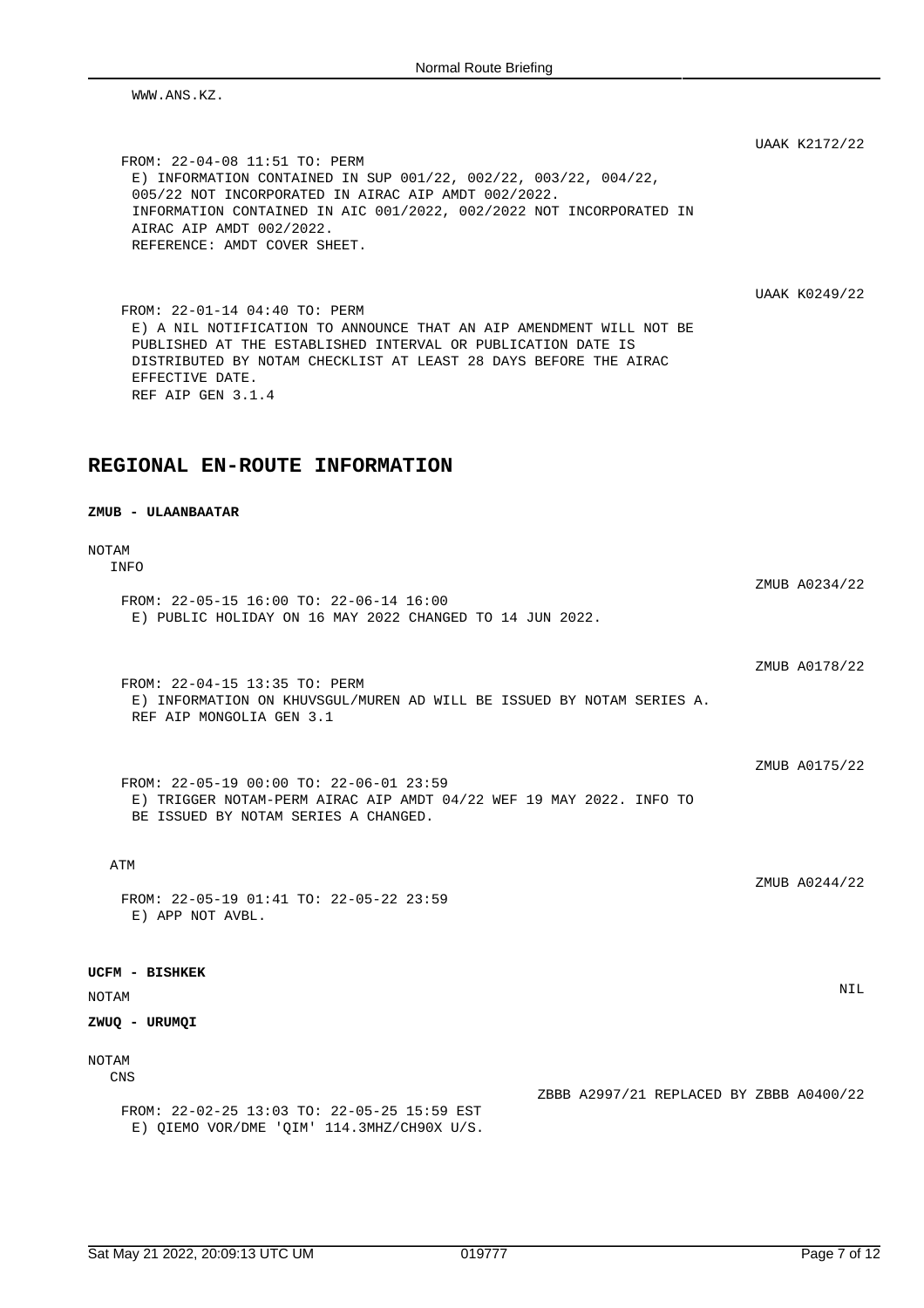WWW.ANS.KZ.

UAAK K2172/22

FROM: 22-04-08 11:51 TO: PERM
E) INFORMATION CONTAINED IN SUP 001/22, 002/22, 003/22, 004/22, 005/22 NOT INCORPORATED IN AIRAC AIP AMDT 002/2022.
INFORMATION CONTAINED IN AIC 001/2022, 002/2022 NOT INCORPORATED IN AIRAC AIP AMDT 002/2022.
REFERENCE: AMDT COVER SHEET.

UAAK K0249/22

FROM: 22-01-14 04:40 TO: PERM
E) A NIL NOTIFICATION TO ANNOUNCE THAT AN AIP AMENDMENT WILL NOT BE PUBLISHED AT THE ESTABLISHED INTERVAL OR PUBLICATION DATE IS DISTRIBUTED BY NOTAM CHECKLIST AT LEAST 28 DAYS BEFORE THE AIRAC EFFECTIVE DATE.
REF AIP GEN 3.1.4

## REGIONAL EN-ROUTE INFORMATION

**ZMUB - ULAANBAATAR**

NOTAM

INFO

ZMUB A0234/22

FROM: 22-05-15 16:00 TO: 22-06-14 16:00
E) PUBLIC HOLIDAY ON 16 MAY 2022 CHANGED TO 14 JUN 2022.

ZMUB A0178/22

FROM: 22-04-15 13:35 TO: PERM
E) INFORMATION ON KHUVSGUL/MUREN AD WILL BE ISSUED BY NOTAM SERIES A.
REF AIP MONGOLIA GEN 3.1

ZMUB A0175/22

FROM: 22-05-19 00:00 TO: 22-06-01 23:59
E) TRIGGER NOTAM-PERM AIRAC AIP AMDT 04/22 WEF 19 MAY 2022. INFO TO BE ISSUED BY NOTAM SERIES A CHANGED.

ATM

ZMUB A0244/22

FROM: 22-05-19 01:41 TO: 22-05-22 23:59
E) APP NOT AVBL.

**UCFM - BISHKEK**

NOTAM

NIL

**ZWUQ - URUMQI**

NOTAM

CNS

ZBBB A2997/21 REPLACED BY ZBBB A0400/22

FROM: 22-02-25 13:03 TO: 22-05-25 15:59 EST
E) QIEMO VOR/DME 'QIM' 114.3MHZ/CH90X U/S.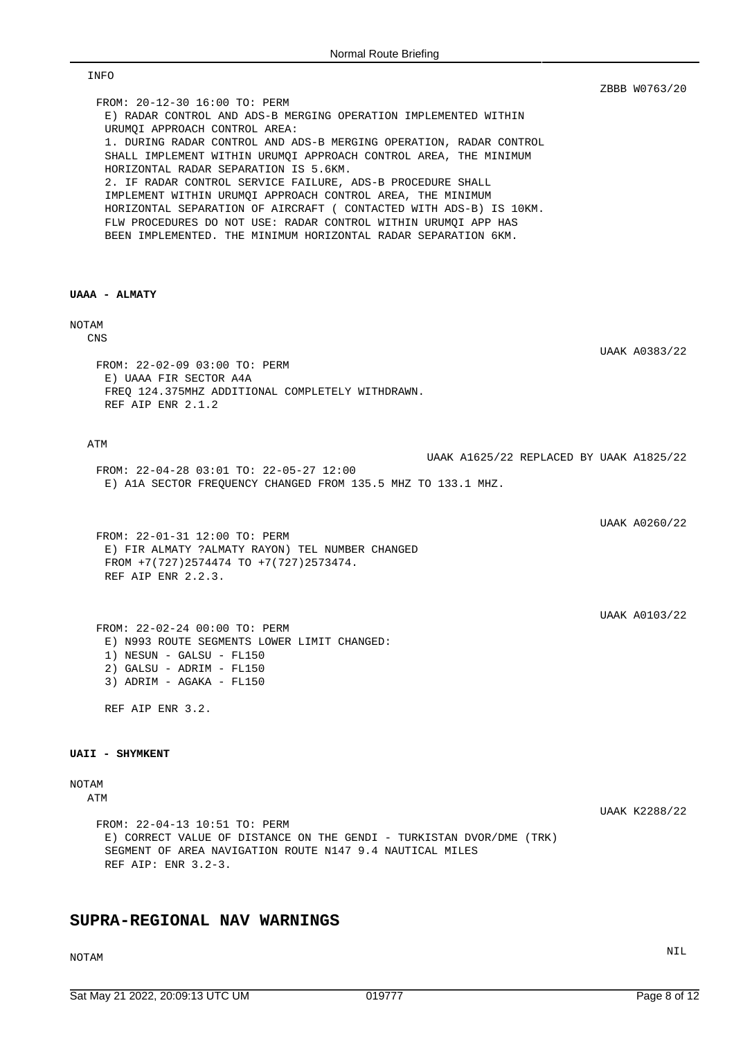INFO

ZBBB W0763/20

FROM: 20-12-30 16:00 TO: PERM
E) RADAR CONTROL AND ADS-B MERGING OPERATION IMPLEMENTED WITHIN URUMQI APPROACH CONTROL AREA:
1. DURING RADAR CONTROL AND ADS-B MERGING OPERATION, RADAR CONTROL SHALL IMPLEMENT WITHIN URUMQI APPROACH CONTROL AREA, THE MINIMUM HORIZONTAL RADAR SEPARATION IS 5.6KM.
2. IF RADAR CONTROL SERVICE FAILURE, ADS-B PROCEDURE SHALL IMPLEMENT WITHIN URUMQI APPROACH CONTROL AREA, THE MINIMUM HORIZONTAL SEPARATION OF AIRCRAFT ( CONTACTED WITH ADS-B) IS 10KM.
FLW PROCEDURES DO NOT USE: RADAR CONTROL WITHIN URUMQI APP HAS BEEN IMPLEMENTED. THE MINIMUM HORIZONTAL RADAR SEPARATION 6KM.

**UAAA - ALMATY**

NOTAM

CNS

UAAK A0383/22

FROM: 22-02-09 03:00 TO: PERM
E) UAAA FIR SECTOR A4A
FREQ 124.375MHZ ADDITIONAL COMPLETELY WITHDRAWN.
REF AIP ENR 2.1.2

ATM

UAAK A1625/22 REPLACED BY UAAK A1825/22

FROM: 22-04-28 03:01 TO: 22-05-27 12:00
E) A1A SECTOR FREQUENCY CHANGED FROM 135.5 MHZ TO 133.1 MHZ.

UAAK A0260/22

FROM: 22-01-31 12:00 TO: PERM
E) FIR ALMATY ?ALMATY RAYON) TEL NUMBER CHANGED
FROM +7(727)2574474 TO +7(727)2573474.
REF AIP ENR 2.2.3.

UAAK A0103/22

FROM: 22-02-24 00:00 TO: PERM
E) N993 ROUTE SEGMENTS LOWER LIMIT CHANGED:
1) NESUN - GALSU - FL150
2) GALSU - ADRIM - FL150
3) ADRIM - AGAKA - FL150

REF AIP ENR 3.2.

**UAII - SHYMKENT**

NOTAM

ATM

UAAK K2288/22

FROM: 22-04-13 10:51 TO: PERM
E) CORRECT VALUE OF DISTANCE ON THE GENDI - TURKISTAN DVOR/DME (TRK) SEGMENT OF AREA NAVIGATION ROUTE N147 9.4 NAUTICAL MILES
REF AIP: ENR 3.2-3.

## SUPRA-REGIONAL NAV WARNINGS

NOTAM

NIL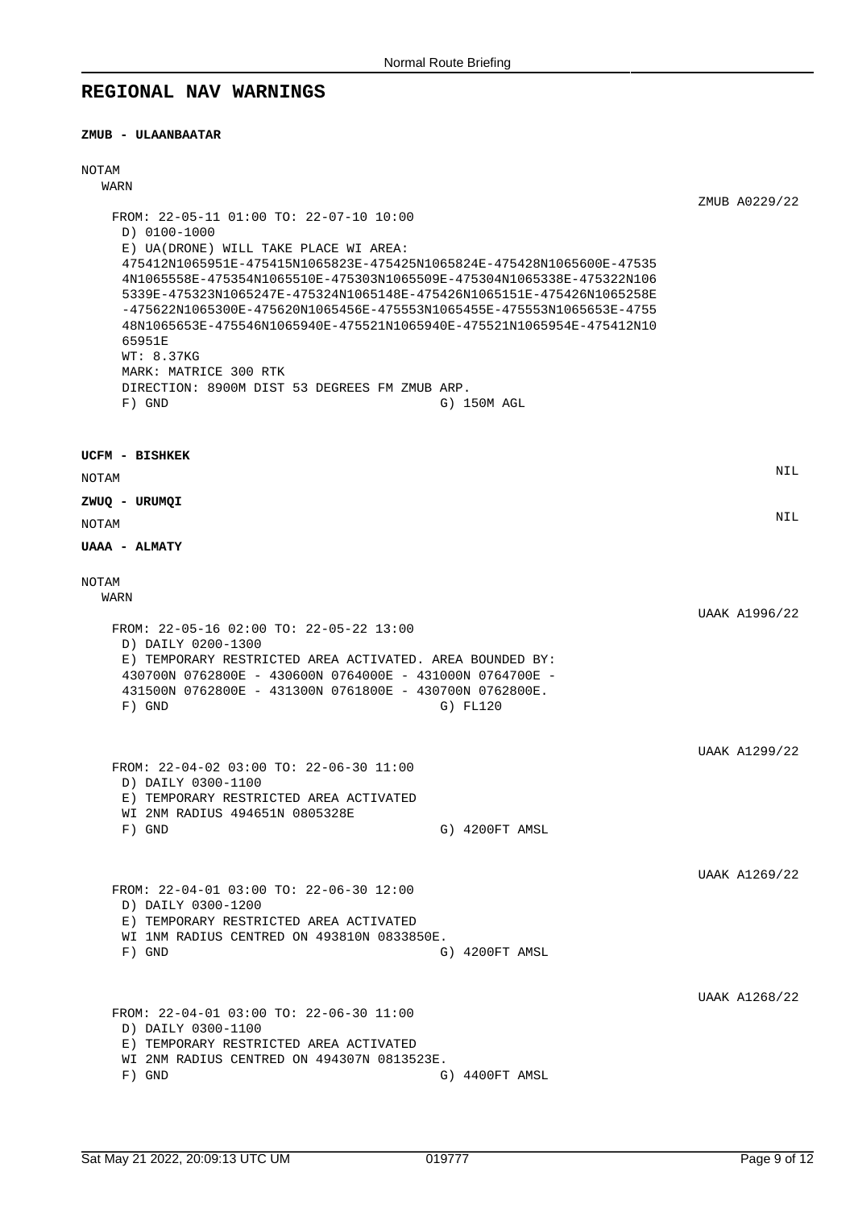## REGIONAL NAV WARNINGS

### ZMUB - ULAANBAATAR

NOTAM
WARN

ZMUB A0229/22

```
FROM: 22-05-11 01:00 TO: 22-07-10 10:00
 D) 0100-1000
 E) UA(DRONE) WILL TAKE PLACE WI AREA:
 475412N1065951E-475415N1065823E-475425N1065824E-475428N1065600E-47535
 4N1065558E-475354N1065510E-475303N1065509E-475304N1065338E-475322N106
 5339E-475323N1065247E-475324N1065148E-475426N1065151E-475426N1065258E
 -475622N1065300E-475620N1065456E-475553N1065455E-475553N1065653E-4755
 48N1065653E-475546N1065940E-475521N1065940E-475521N1065954E-475412N10
 65951E
 WT: 8.37KG
 MARK: MATRICE 300 RTK
 DIRECTION: 8900M DIST 53 DEGREES FM ZMUB ARP.
 F) GND                                  G) 150M AGL
```

### UCFM - BISHKEK

NOTAM NIL

### ZWUQ - URUMQI

NOTAM NIL

### UAAA - ALMATY

NOTAM
WARN

UAAK A1996/22

```
FROM: 22-05-16 02:00 TO: 22-05-22 13:00
 D) DAILY 0200-1300
 E) TEMPORARY RESTRICTED AREA ACTIVATED. AREA BOUNDED BY:
 430700N 0762800E - 430600N 0764000E - 431000N 0764700E -
 431500N 0762800E - 431300N 0761800E - 430700N 0762800E.
 F) GND                                  G) FL120
```

UAAK A1299/22

```
FROM: 22-04-02 03:00 TO: 22-06-30 11:00
 D) DAILY 0300-1100
 E) TEMPORARY RESTRICTED AREA ACTIVATED
 WI 2NM RADIUS 494651N 0805328E
 F) GND                                  G) 4200FT AMSL
```

UAAK A1269/22

```
FROM: 22-04-01 03:00 TO: 22-06-30 12:00
 D) DAILY 0300-1200
 E) TEMPORARY RESTRICTED AREA ACTIVATED
 WI 1NM RADIUS CENTRED ON 493810N 0833850E.
 F) GND                                  G) 4200FT AMSL
```

UAAK A1268/22

```
FROM: 22-04-01 03:00 TO: 22-06-30 11:00
 D) DAILY 0300-1100
 E) TEMPORARY RESTRICTED AREA ACTIVATED
 WI 2NM RADIUS CENTRED ON 494307N 0813523E.
 F) GND                                  G) 4400FT AMSL
```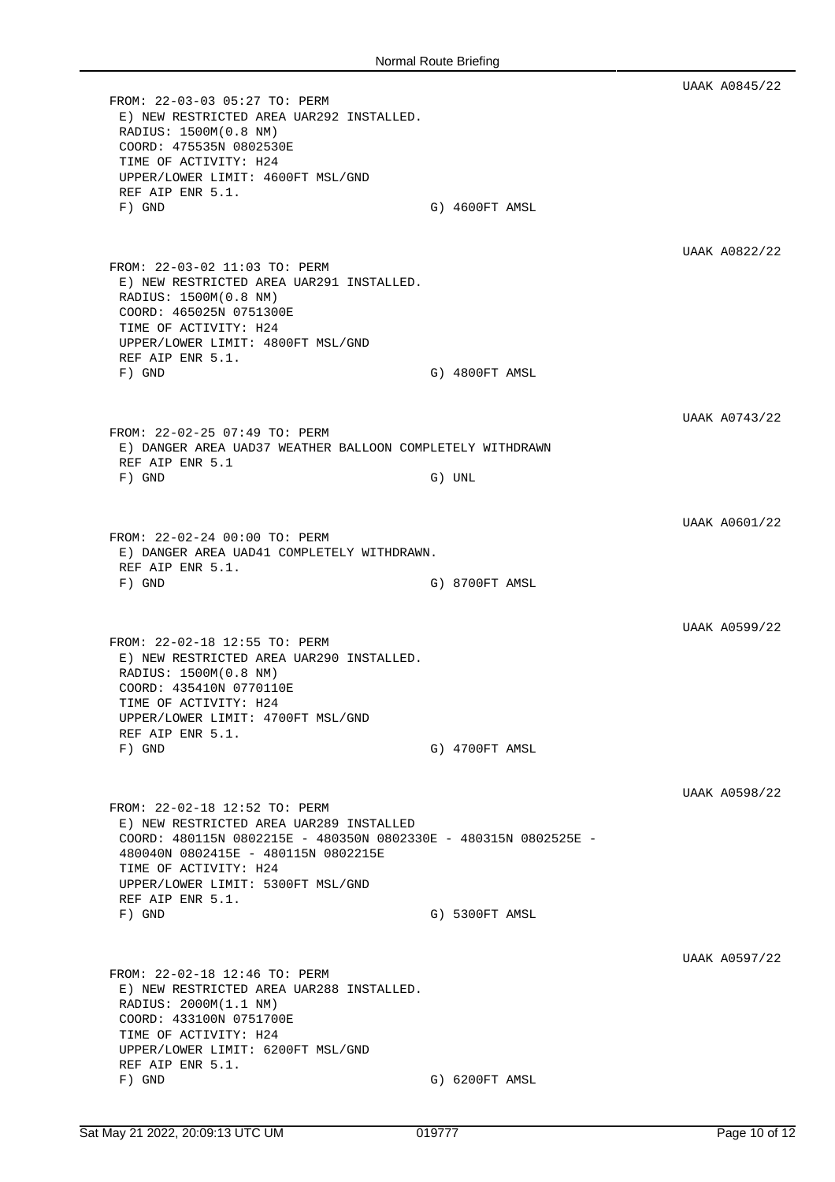UAAK A0845/22

```
FROM: 22-03-03 05:27 TO: PERM
 E) NEW RESTRICTED AREA UAR292 INSTALLED.
 RADIUS: 1500M(0.8 NM)
 COORD: 475535N 0802530E
 TIME OF ACTIVITY: H24
 UPPER/LOWER LIMIT: 4600FT MSL/GND
 REF AIP ENR 5.1.
 F) GND                                    G) 4600FT AMSL
```

UAAK A0822/22

```
FROM: 22-03-02 11:03 TO: PERM
 E) NEW RESTRICTED AREA UAR291 INSTALLED.
 RADIUS: 1500M(0.8 NM)
 COORD: 465025N 0751300E
 TIME OF ACTIVITY: H24
 UPPER/LOWER LIMIT: 4800FT MSL/GND
 REF AIP ENR 5.1.
 F) GND                                    G) 4800FT AMSL
```

UAAK A0743/22

```
FROM: 22-02-25 07:49 TO: PERM
 E) DANGER AREA UAD37 WEATHER BALLOON COMPLETELY WITHDRAWN
 REF AIP ENR 5.1
 F) GND                                    G) UNL
```

UAAK A0601/22

```
FROM: 22-02-24 00:00 TO: PERM
 E) DANGER AREA UAD41 COMPLETELY WITHDRAWN.
 REF AIP ENR 5.1.
 F) GND                                    G) 8700FT AMSL
```

UAAK A0599/22

```
FROM: 22-02-18 12:55 TO: PERM
 E) NEW RESTRICTED AREA UAR290 INSTALLED.
 RADIUS: 1500M(0.8 NM)
 COORD: 435410N 0770110E
 TIME OF ACTIVITY: H24
 UPPER/LOWER LIMIT: 4700FT MSL/GND
 REF AIP ENR 5.1.
 F) GND                                    G) 4700FT AMSL
```

UAAK A0598/22

```
FROM: 22-02-18 12:52 TO: PERM
 E) NEW RESTRICTED AREA UAR289 INSTALLED
 COORD: 480115N 0802215E - 480350N 0802330E - 480315N 0802525E -
 480040N 0802415E - 480115N 0802215E
 TIME OF ACTIVITY: H24
 UPPER/LOWER LIMIT: 5300FT MSL/GND
 REF AIP ENR 5.1.
 F) GND                                    G) 5300FT AMSL
```

UAAK A0597/22

```
FROM: 22-02-18 12:46 TO: PERM
 E) NEW RESTRICTED AREA UAR288 INSTALLED.
 RADIUS: 2000M(1.1 NM)
 COORD: 433100N 0751700E
 TIME OF ACTIVITY: H24
 UPPER/LOWER LIMIT: 6200FT MSL/GND
 REF AIP ENR 5.1.
 F) GND                                    G) 6200FT AMSL
```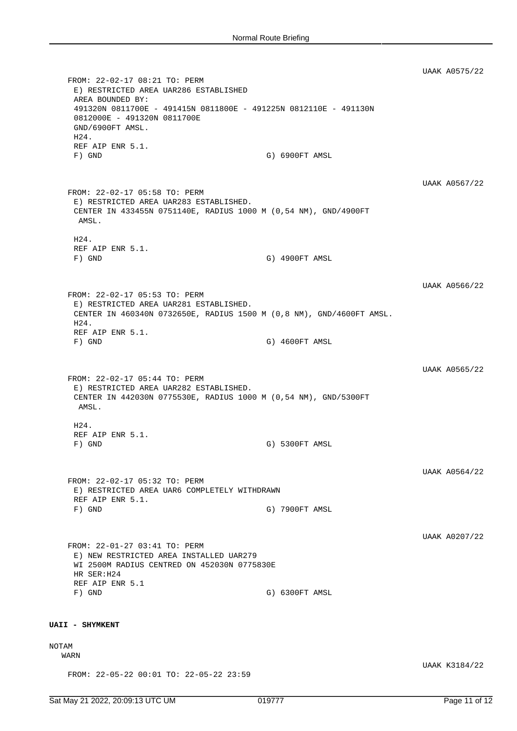UAAK A0575/22

```
FROM: 22-02-17 08:21 TO: PERM
 E) RESTRICTED AREA UAR286 ESTABLISHED
 AREA BOUNDED BY:
 491320N 0811700E - 491415N 0811800E - 491225N 0812110E - 491130N
 0812000E - 491320N 0811700E
 GND/6900FT AMSL.
 H24.
 REF AIP ENR 5.1.
 F) GND                              G) 6900FT AMSL
```

UAAK A0567/22

```
FROM: 22-02-17 05:58 TO: PERM
 E) RESTRICTED AREA UAR283 ESTABLISHED.
 CENTER IN 433455N 0751140E, RADIUS 1000 M (0,54 NM), GND/4900FT
  AMSL.

 H24.
 REF AIP ENR 5.1.
 F) GND                              G) 4900FT AMSL
```

UAAK A0566/22

```
FROM: 22-02-17 05:53 TO: PERM
 E) RESTRICTED AREA UAR281 ESTABLISHED.
 CENTER IN 460340N 0732650E, RADIUS 1500 M (0,8 NM), GND/4600FT AMSL.
 H24.
 REF AIP ENR 5.1.
 F) GND                              G) 4600FT AMSL
```

UAAK A0565/22

```
FROM: 22-02-17 05:44 TO: PERM
 E) RESTRICTED AREA UAR282 ESTABLISHED.
 CENTER IN 442030N 0775530E, RADIUS 1000 M (0,54 NM), GND/5300FT
  AMSL.

 H24.
 REF AIP ENR 5.1.
 F) GND                              G) 5300FT AMSL
```

UAAK A0564/22

```
FROM: 22-02-17 05:32 TO: PERM
 E) RESTRICTED AREA UAR6 COMPLETELY WITHDRAWN
 REF AIP ENR 5.1.
 F) GND                              G) 7900FT AMSL
```

UAAK A0207/22

```
FROM: 22-01-27 03:41 TO: PERM
 E) NEW RESTRICTED AREA INSTALLED UAR279
 WI 2500M RADIUS CENTRED ON 452030N 0775830E
 HR SER:H24
 REF AIP ENR 5.1
 F) GND                              G) 6300FT AMSL
```

**UAII - SHYMKENT**

NOTAM

WARN

UAAK K3184/22

```
FROM: 22-05-22 00:01 TO: 22-05-22 23:59
```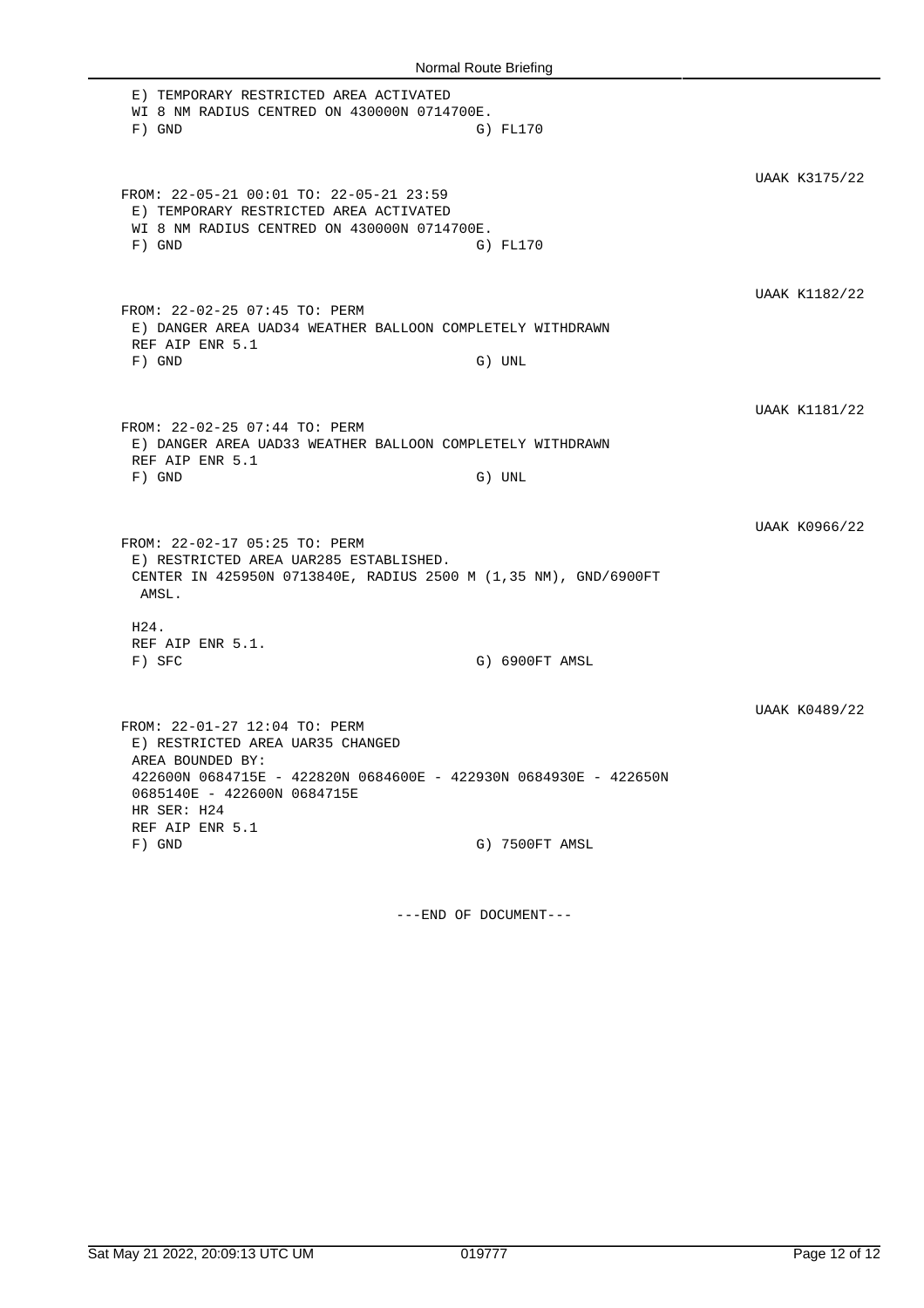E) TEMPORARY RESTRICTED AREA ACTIVATED
WI 8 NM RADIUS CENTRED ON 430000N 0714700E.
F) GND G) FL170

UAAK K3175/22

FROM: 22-05-21 00:01 TO: 22-05-21 23:59
E) TEMPORARY RESTRICTED AREA ACTIVATED
WI 8 NM RADIUS CENTRED ON 430000N 0714700E.
F) GND G) FL170

UAAK K1182/22

FROM: 22-02-25 07:45 TO: PERM
E) DANGER AREA UAD34 WEATHER BALLOON COMPLETELY WITHDRAWN
REF AIP ENR 5.1
F) GND G) UNL

UAAK K1181/22

FROM: 22-02-25 07:44 TO: PERM
E) DANGER AREA UAD33 WEATHER BALLOON COMPLETELY WITHDRAWN
REF AIP ENR 5.1
F) GND G) UNL

UAAK K0966/22

FROM: 22-02-17 05:25 TO: PERM
E) RESTRICTED AREA UAR285 ESTABLISHED.
CENTER IN 425950N 0713840E, RADIUS 2500 M (1,35 NM), GND/6900FT AMSL.

H24.
REF AIP ENR 5.1.
F) SFC G) 6900FT AMSL

UAAK K0489/22

FROM: 22-01-27 12:04 TO: PERM
E) RESTRICTED AREA UAR35 CHANGED
AREA BOUNDED BY:
422600N 0684715E - 422820N 0684600E - 422930N 0684930E - 422650N 0685140E - 422600N 0684715E
HR SER: H24
REF AIP ENR 5.1
F) GND G) 7500FT AMSL

---END OF DOCUMENT---